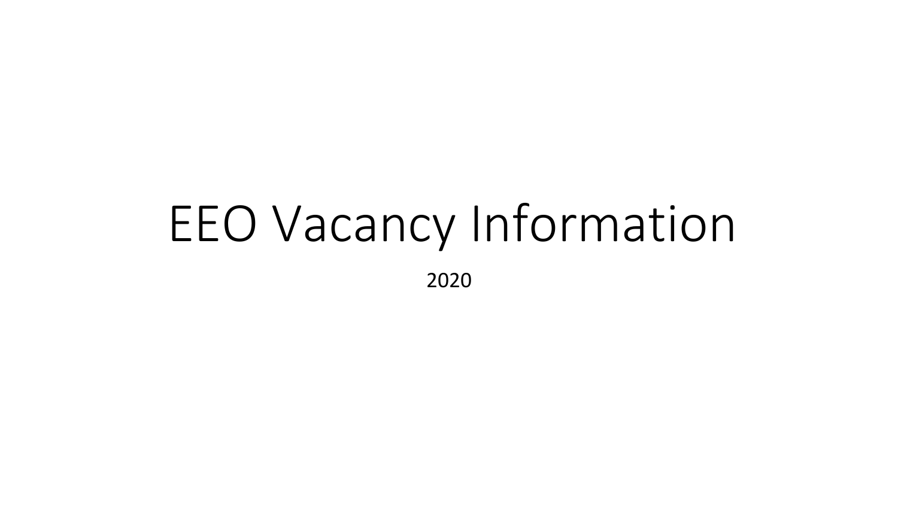# EEO Vacancy Information

2020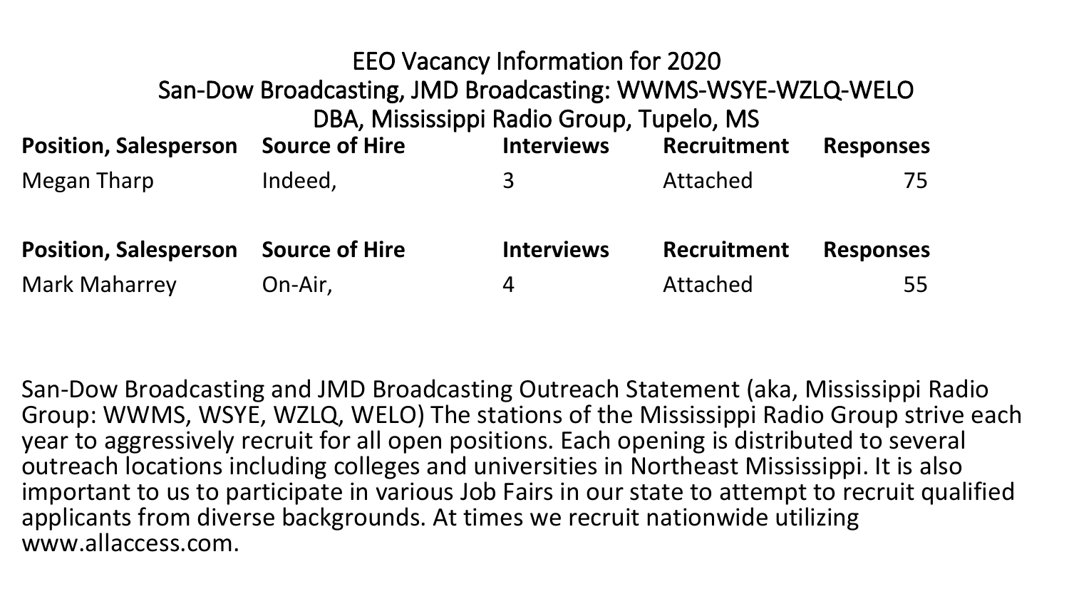# EEO Vacancy Information for 2020
## San-Dow Broadcasting, JMD Broadcasting: WWMS-WSYE-WZLQ-WELO
## DBA, Mississippi Radio Group, Tupelo, MS

| Position, Salesperson | Source of Hire | Interviews | Recruitment | Responses |
|---|---|---|---|---|
| Megan Tharp | Indeed, | 3 | Attached | 75 |

| Position, Salesperson | Source of Hire | Interviews | Recruitment | Responses |
|---|---|---|---|---|
| Mark Maharrey | On-Air, | 4 | Attached | 55 |

San-Dow Broadcasting and JMD Broadcasting Outreach Statement (aka, Mississippi Radio Group: WWMS, WSYE, WZLQ, WELO) The stations of the Mississippi Radio Group strive each year to aggressively recruit for all open positions. Each opening is distributed to several outreach locations including colleges and universities in Northeast Mississippi. It is also important to us to participate in various Job Fairs in our state to attempt to recruit qualified applicants from diverse backgrounds. At times we recruit nationwide utilizing www.allaccess.com.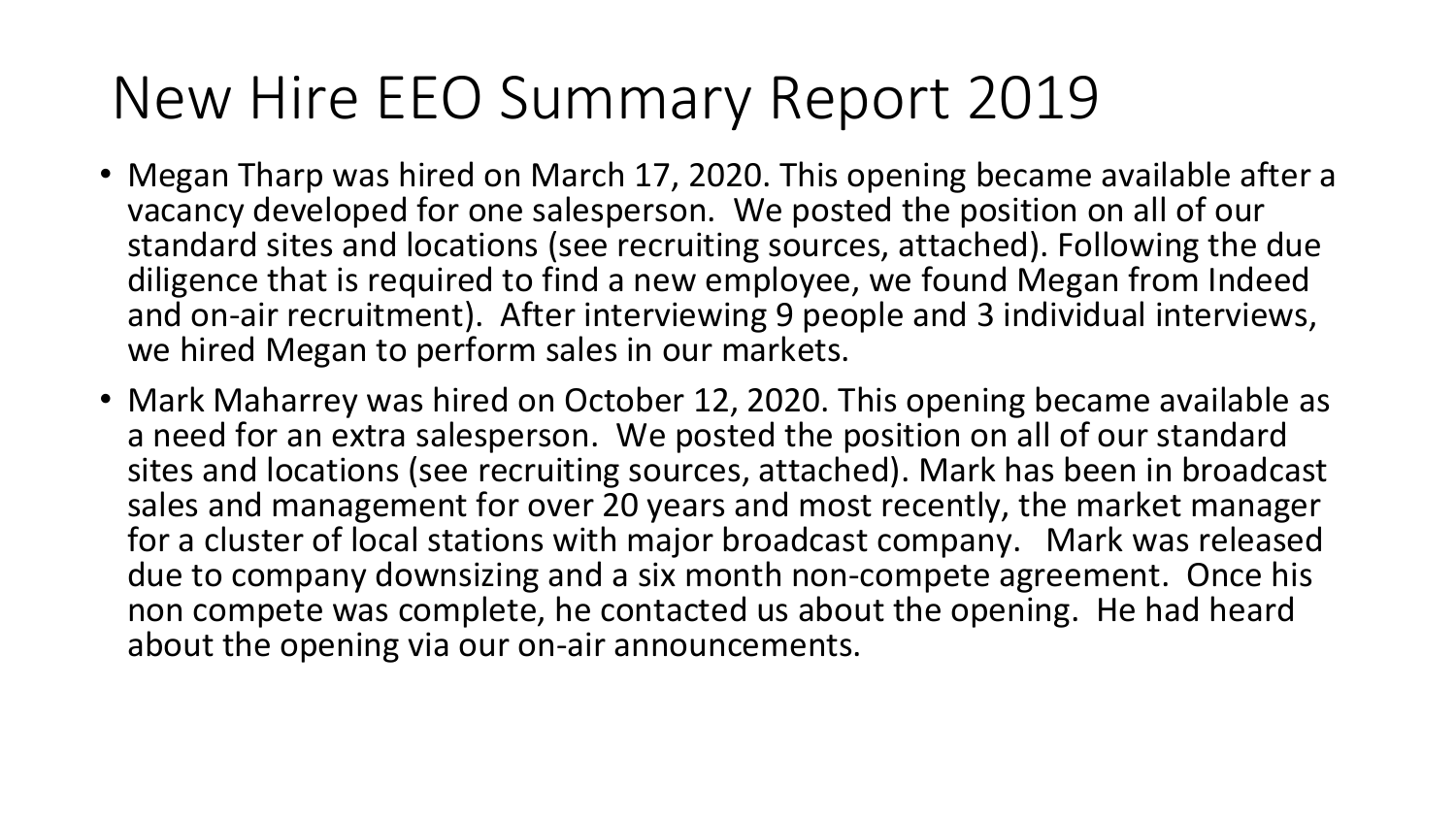# New Hire EEO Summary Report 2019

- Megan Tharp was hired on March 17, 2020. This opening became available after a vacancy developed for one salesperson. We posted the position on all of our standard sites and locations (see recruiting sources, attached). Following the due diligence that is required to find a new employee, we found Megan from Indeed and on-air recruitment). After interviewing 9 people and 3 individual interviews, we hired Megan to perform sales in our markets.
- Mark Maharrey was hired on October 12, 2020. This opening became available as a need for an extra salesperson. We posted the position on all of our standard sites and locations (see recruiting sources, attached). Mark has been in broadcast sales and management for over 20 years and most recently, the market manager for a cluster of local stations with major broadcast company. Mark was released due to company downsizing and a six month non-compete agreement. Once his non compete was complete, he contacted us about the opening. He had heard about the opening via our on-air announcements.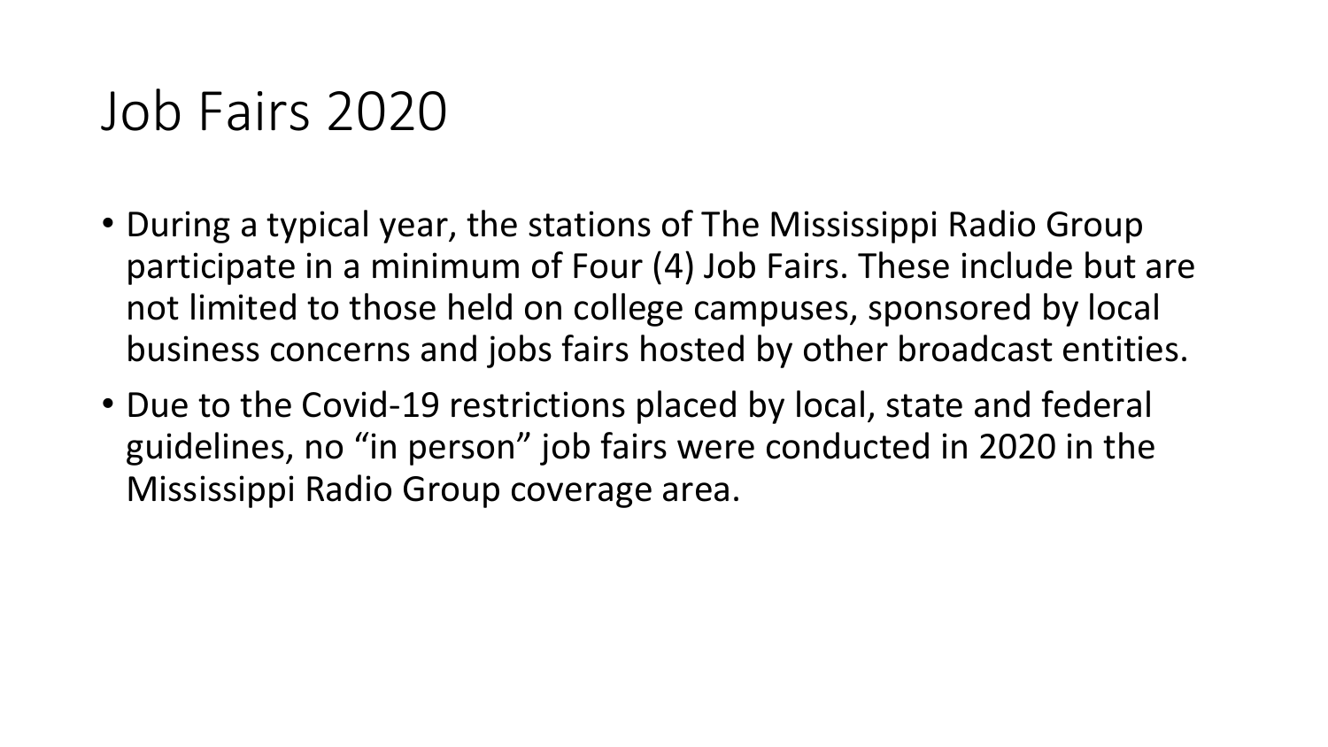# Job Fairs 2020

- During a typical year, the stations of The Mississippi Radio Group participate in a minimum of Four (4) Job Fairs. These include but are not limited to those held on college campuses, sponsored by local business concerns and jobs fairs hosted by other broadcast entities.
- Due to the Covid-19 restrictions placed by local, state and federal guidelines, no "in person" job fairs were conducted in 2020 in the Mississippi Radio Group coverage area.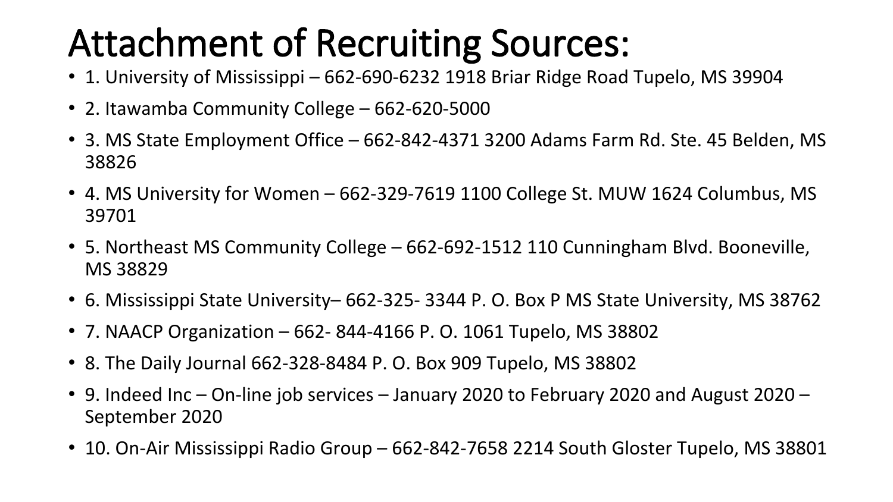# Attachment of Recruiting Sources:

- 1. University of Mississippi – 662-690-6232 1918 Briar Ridge Road Tupelo, MS 39904
- 2. Itawamba Community College – 662-620-5000
- 3. MS State Employment Office – 662-842-4371 3200 Adams Farm Rd. Ste. 45 Belden, MS 38826
- 4. MS University for Women – 662-329-7619 1100 College St. MUW 1624 Columbus, MS 39701
- 5. Northeast MS Community College – 662-692-1512 110 Cunningham Blvd. Booneville, MS 38829
- 6. Mississippi State University– 662-325- 3344 P. O. Box P MS State University, MS 38762
- 7. NAACP Organization – 662- 844-4166 P. O. 1061 Tupelo, MS 38802
- 8. The Daily Journal 662-328-8484 P. O. Box 909 Tupelo, MS 38802
- 9. Indeed Inc – On-line job services – January 2020 to February 2020 and August 2020 – September 2020
- 10. On-Air Mississippi Radio Group – 662-842-7658 2214 South Gloster Tupelo, MS 38801